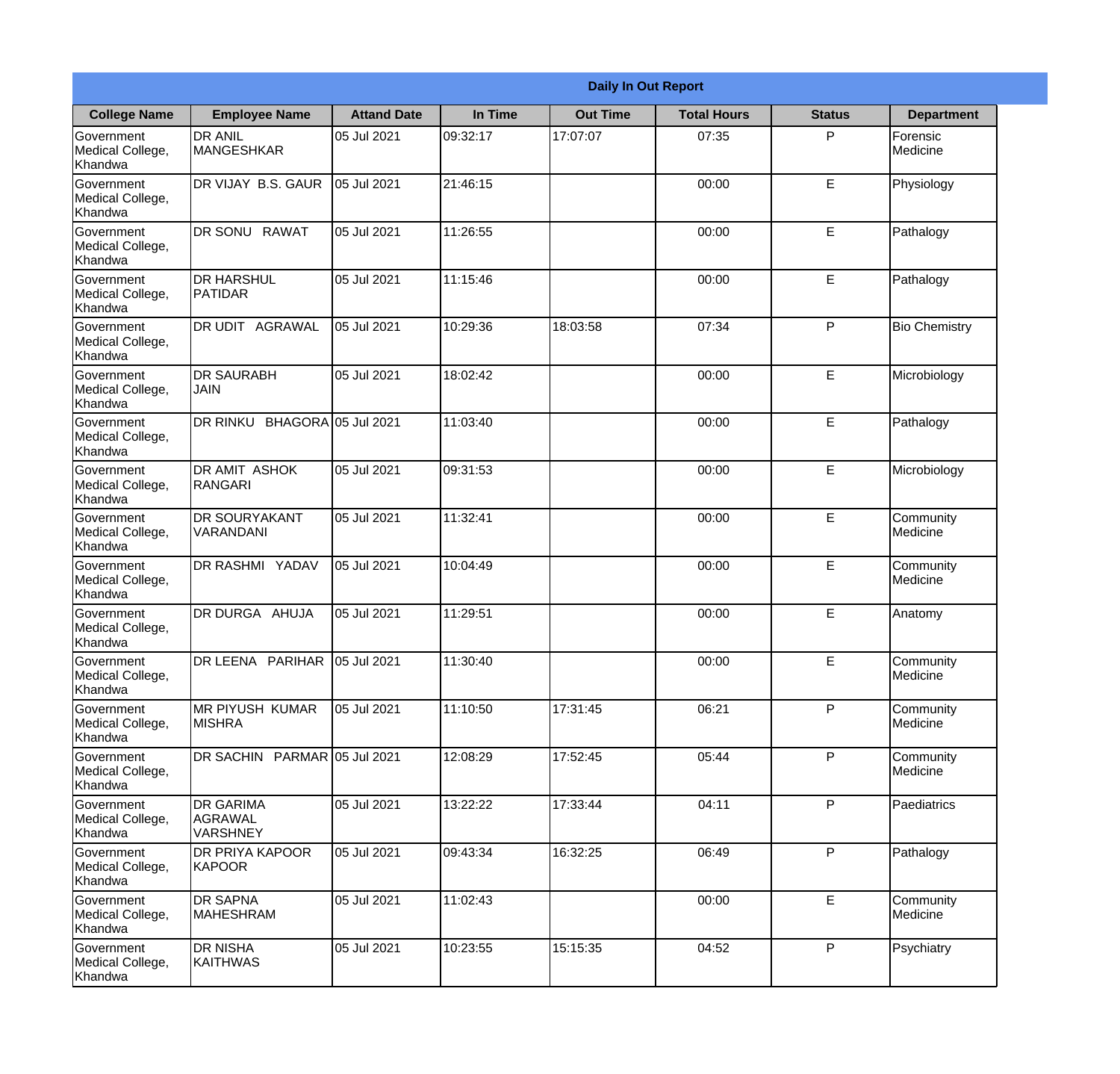| Daily In Out Report | | | | | | | |
|---|---|---|---|---|---|---|---|
| **College Name** | **Employee Name** | **Attand Date** | **In Time** | **Out Time** | **Total Hours** | **Status** | **Department** |
| Government Medical College, Khandwa | DR ANIL MANGESHKAR | 05 Jul 2021 | 09:32:17 | 17:07:07 | 07:35 | P | Forensic Medicine |
| Government Medical College, Khandwa | DR VIJAY B.S. GAUR | 05 Jul 2021 | 21:46:15 | | 00:00 | E | Physiology |
| Government Medical College, Khandwa | DR SONU RAWAT | 05 Jul 2021 | 11:26:55 | | 00:00 | E | Pathalogy |
| Government Medical College, Khandwa | DR HARSHUL PATIDAR | 05 Jul 2021 | 11:15:46 | | 00:00 | E | Pathalogy |
| Government Medical College, Khandwa | DR UDIT AGRAWAL | 05 Jul 2021 | 10:29:36 | 18:03:58 | 07:34 | P | Bio Chemistry |
| Government Medical College, Khandwa | DR SAURABH JAIN | 05 Jul 2021 | 18:02:42 | | 00:00 | E | Microbiology |
| Government Medical College, Khandwa | DR RINKU BHAGORA | 05 Jul 2021 | 11:03:40 | | 00:00 | E | Pathalogy |
| Government Medical College, Khandwa | DR AMIT ASHOK RANGARI | 05 Jul 2021 | 09:31:53 | | 00:00 | E | Microbiology |
| Government Medical College, Khandwa | DR SOURYAKANT VARANDANI | 05 Jul 2021 | 11:32:41 | | 00:00 | E | Community Medicine |
| Government Medical College, Khandwa | DR RASHMI YADAV | 05 Jul 2021 | 10:04:49 | | 00:00 | E | Community Medicine |
| Government Medical College, Khandwa | DR DURGA AHUJA | 05 Jul 2021 | 11:29:51 | | 00:00 | E | Anatomy |
| Government Medical College, Khandwa | DR LEENA PARIHAR | 05 Jul 2021 | 11:30:40 | | 00:00 | E | Community Medicine |
| Government Medical College, Khandwa | MR PIYUSH KUMAR MISHRA | 05 Jul 2021 | 11:10:50 | 17:31:45 | 06:21 | P | Community Medicine |
| Government Medical College, Khandwa | DR SACHIN PARMAR | 05 Jul 2021 | 12:08:29 | 17:52:45 | 05:44 | P | Community Medicine |
| Government Medical College, Khandwa | DR GARIMA AGRAWAL VARSHNEY | 05 Jul 2021 | 13:22:22 | 17:33:44 | 04:11 | P | Paediatrics |
| Government Medical College, Khandwa | DR PRIYA KAPOOR KAPOOR | 05 Jul 2021 | 09:43:34 | 16:32:25 | 06:49 | P | Pathalogy |
| Government Medical College, Khandwa | DR SAPNA MAHESHRAM | 05 Jul 2021 | 11:02:43 | | 00:00 | E | Community Medicine |
| Government Medical College, Khandwa | DR NISHA KAITHWAS | 05 Jul 2021 | 10:23:55 | 15:15:35 | 04:52 | P | Psychiatry |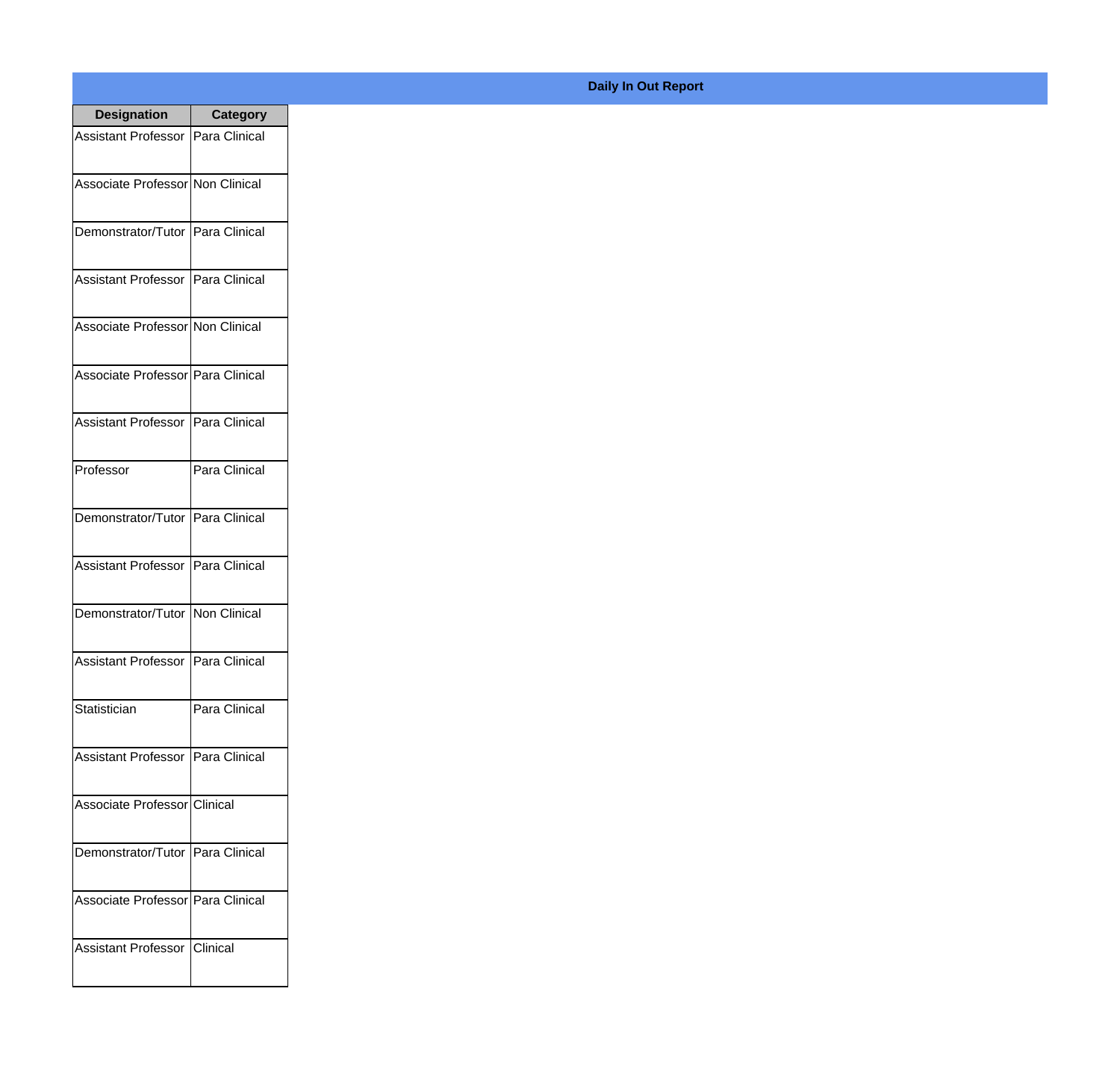## Daily In Out Report

| Designation | Category |
|---|---|
| Assistant Professor | Para Clinical |
| Associate Professor | Non Clinical |
| Demonstrator/Tutor | Para Clinical |
| Assistant Professor | Para Clinical |
| Associate Professor | Non Clinical |
| Associate Professor | Para Clinical |
| Assistant Professor | Para Clinical |
| Professor | Para Clinical |
| Demonstrator/Tutor | Para Clinical |
| Assistant Professor | Para Clinical |
| Demonstrator/Tutor | Non Clinical |
| Assistant Professor | Para Clinical |
| Statistician | Para Clinical |
| Assistant Professor | Para Clinical |
| Associate Professor | Clinical |
| Demonstrator/Tutor | Para Clinical |
| Associate Professor | Para Clinical |
| Assistant Professor | Clinical |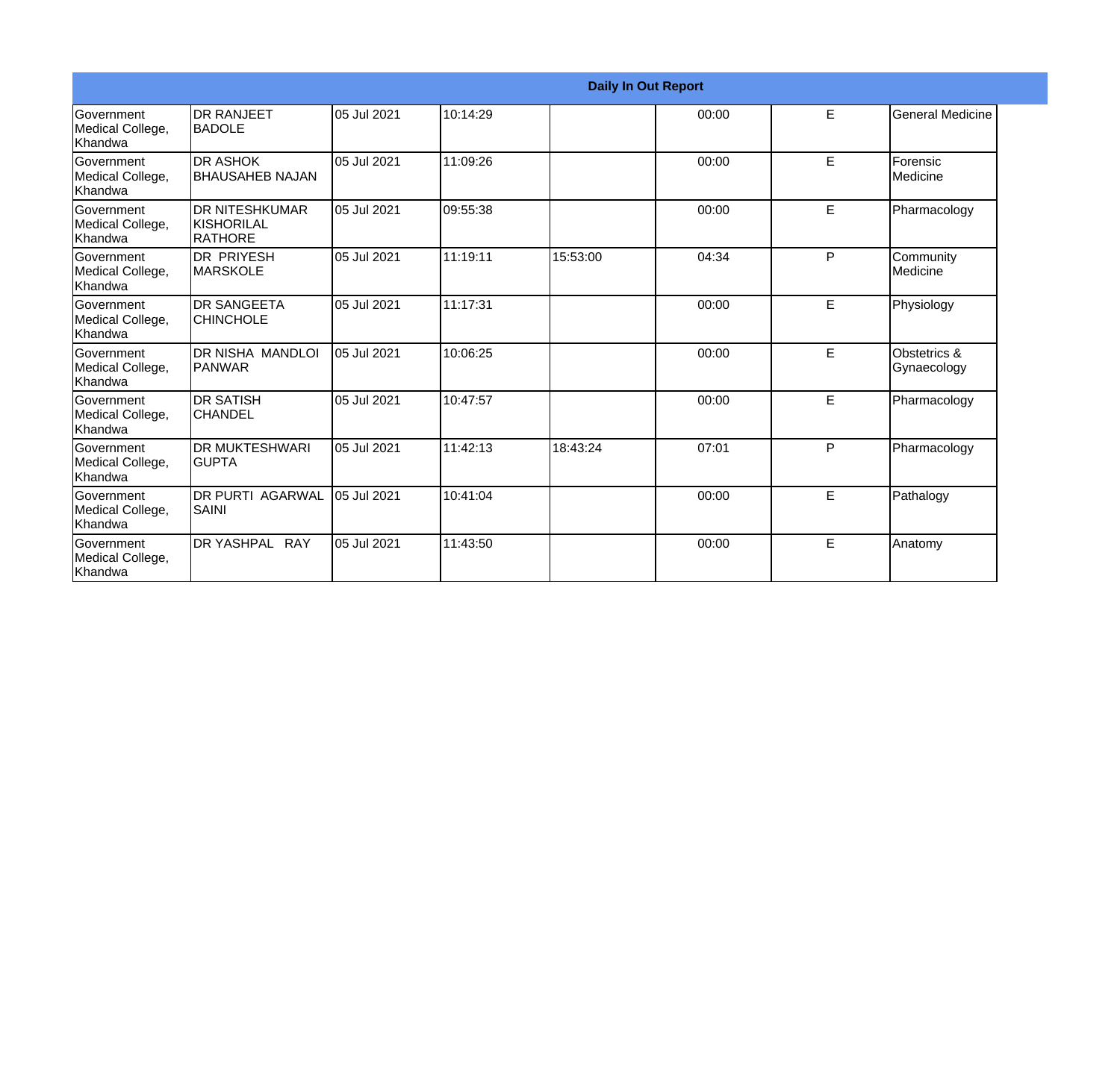**Daily In Out Report**

| | | | | | | | |
|---|---|---|---|---|---|---|---|
| Government Medical College, Khandwa | DR RANJEET BADOLE | 05 Jul 2021 | 10:14:29 | | 00:00 | E | General Medicine |
| Government Medical College, Khandwa | DR ASHOK BHAUSAHEB NAJAN | 05 Jul 2021 | 11:09:26 | | 00:00 | E | Forensic Medicine |
| Government Medical College, Khandwa | DR NITESHKUMAR KISHORILAL RATHORE | 05 Jul 2021 | 09:55:38 | | 00:00 | E | Pharmacology |
| Government Medical College, Khandwa | DR PRIYESH MARSKOLE | 05 Jul 2021 | 11:19:11 | 15:53:00 | 04:34 | P | Community Medicine |
| Government Medical College, Khandwa | DR SANGEETA CHINCHOLE | 05 Jul 2021 | 11:17:31 | | 00:00 | E | Physiology |
| Government Medical College, Khandwa | DR NISHA MANDLOI PANWAR | 05 Jul 2021 | 10:06:25 | | 00:00 | E | Obstetrics & Gynaecology |
| Government Medical College, Khandwa | DR SATISH CHANDEL | 05 Jul 2021 | 10:47:57 | | 00:00 | E | Pharmacology |
| Government Medical College, Khandwa | DR MUKTESHWARI GUPTA | 05 Jul 2021 | 11:42:13 | 18:43:24 | 07:01 | P | Pharmacology |
| Government Medical College, Khandwa | DR PURTI AGARWAL SAINI | 05 Jul 2021 | 10:41:04 | | 00:00 | E | Pathalogy |
| Government Medical College, Khandwa | DR YASHPAL RAY | 05 Jul 2021 | 11:43:50 | | 00:00 | E | Anatomy |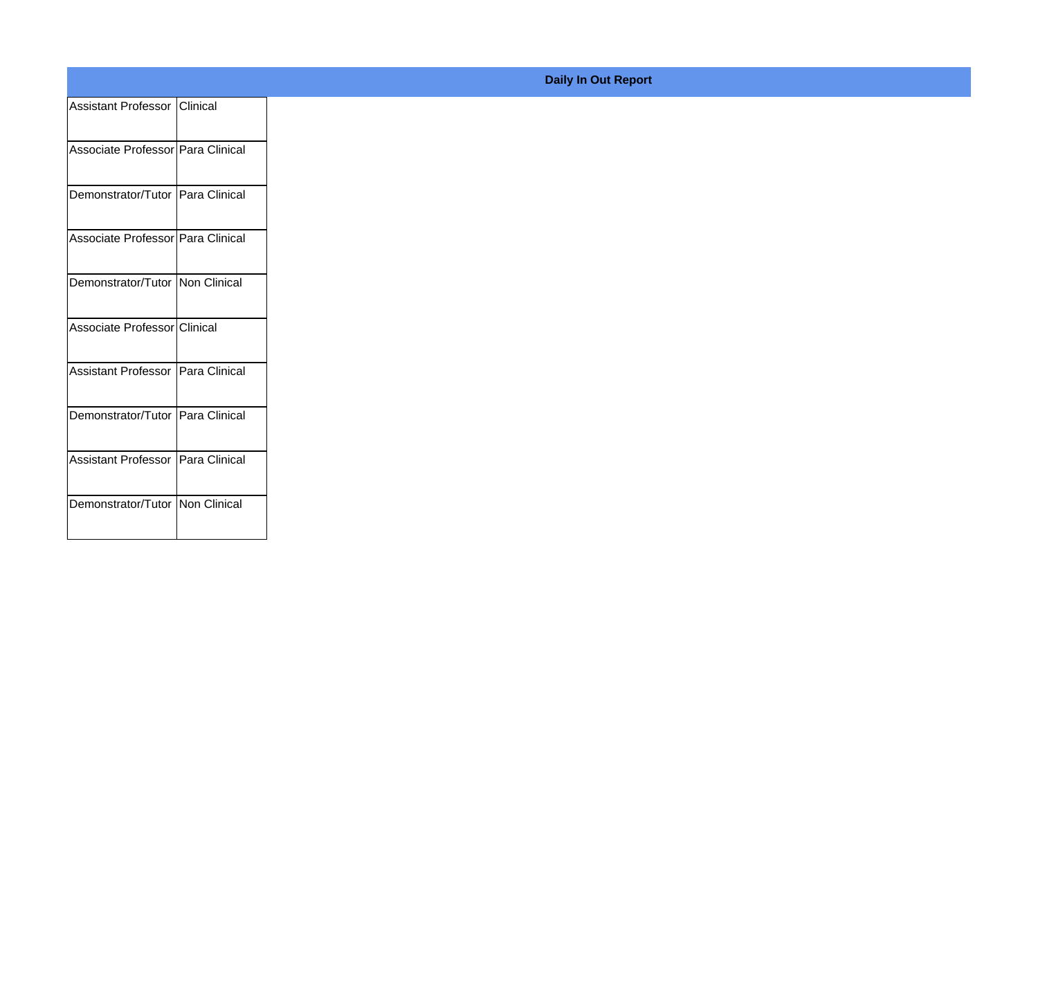**Daily In Out Report**

| | |
|---|---|
| Assistant Professor | Clinical |
| Associate Professor | Para Clinical |
| Demonstrator/Tutor | Para Clinical |
| Associate Professor | Para Clinical |
| Demonstrator/Tutor | Non Clinical |
| Associate Professor | Clinical |
| Assistant Professor | Para Clinical |
| Demonstrator/Tutor | Para Clinical |
| Assistant Professor | Para Clinical |
| Demonstrator/Tutor | Non Clinical |